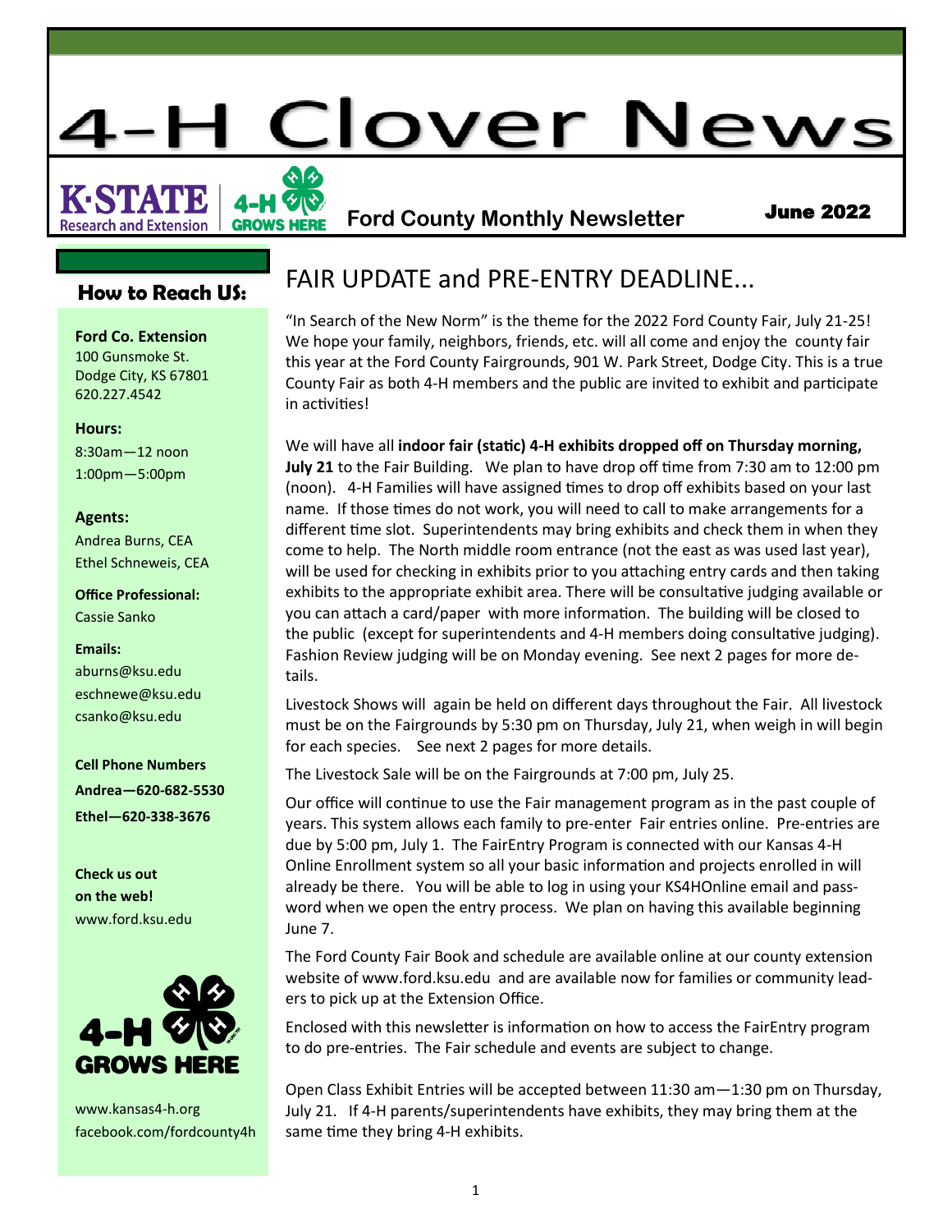# 4-H Clover News

K·STATE Research and Extension | 4-H GROWS HERE

**Ford County Monthly Newsletter** — **June 2022**

## How to Reach US:

**Ford Co. Extension**
100 Gunsmoke St.
Dodge City, KS 67801
620.227.4542

**Hours:**
8:30am—12 noon
1:00pm—5:00pm

**Agents:**
Andrea Burns, CEA
Ethel Schneweis, CEA

**Office Professional:**
Cassie Sanko

**Emails:**
aburns@ksu.edu
eschnewe@ksu.edu
csanko@ksu.edu

**Cell Phone Numbers**
**Andrea—620-682-5530**
**Ethel—620-338-3676**

**Check us out on the web!**
www.ford.ksu.edu

4-H GROWS HERE

www.kansas4-h.org
facebook.com/fordcounty4h

## FAIR UPDATE and PRE-ENTRY DEADLINE...

"In Search of the New Norm" is the theme for the 2022 Ford County Fair, July 21-25! We hope your family, neighbors, friends, etc. will all come and enjoy the county fair this year at the Ford County Fairgrounds, 901 W. Park Street, Dodge City. This is a true County Fair as both 4-H members and the public are invited to exhibit and participate in activities!

We will have all **indoor fair (static) 4-H exhibits dropped off on Thursday morning, July 21** to the Fair Building. We plan to have drop off time from 7:30 am to 12:00 pm (noon). 4-H Families will have assigned times to drop off exhibits based on your last name. If those times do not work, you will need to call to make arrangements for a different time slot. Superintendents may bring exhibits and check them in when they come to help. The North middle room entrance (not the east as was used last year), will be used for checking in exhibits prior to you attaching entry cards and then taking exhibits to the appropriate exhibit area. There will be consultative judging available or you can attach a card/paper with more information. The building will be closed to the public (except for superintendents and 4-H members doing consultative judging). Fashion Review judging will be on Monday evening. See next 2 pages for more details.

Livestock Shows will again be held on different days throughout the Fair. All livestock must be on the Fairgrounds by 5:30 pm on Thursday, July 21, when weigh in will begin for each species. See next 2 pages for more details.

The Livestock Sale will be on the Fairgrounds at 7:00 pm, July 25.

Our office will continue to use the Fair management program as in the past couple of years. This system allows each family to pre-enter Fair entries online. Pre-entries are due by 5:00 pm, July 1. The FairEntry Program is connected with our Kansas 4-H Online Enrollment system so all your basic information and projects enrolled in will already be there. You will be able to log in using your KS4HOnline email and password when we open the entry process. We plan on having this available beginning June 7.

The Ford County Fair Book and schedule are available online at our county extension website of www.ford.ksu.edu and are available now for families or community leaders to pick up at the Extension Office.

Enclosed with this newsletter is information on how to access the FairEntry program to do pre-entries. The Fair schedule and events are subject to change.

Open Class Exhibit Entries will be accepted between 11:30 am—1:30 pm on Thursday, July 21. If 4-H parents/superintendents have exhibits, they may bring them at the same time they bring 4-H exhibits.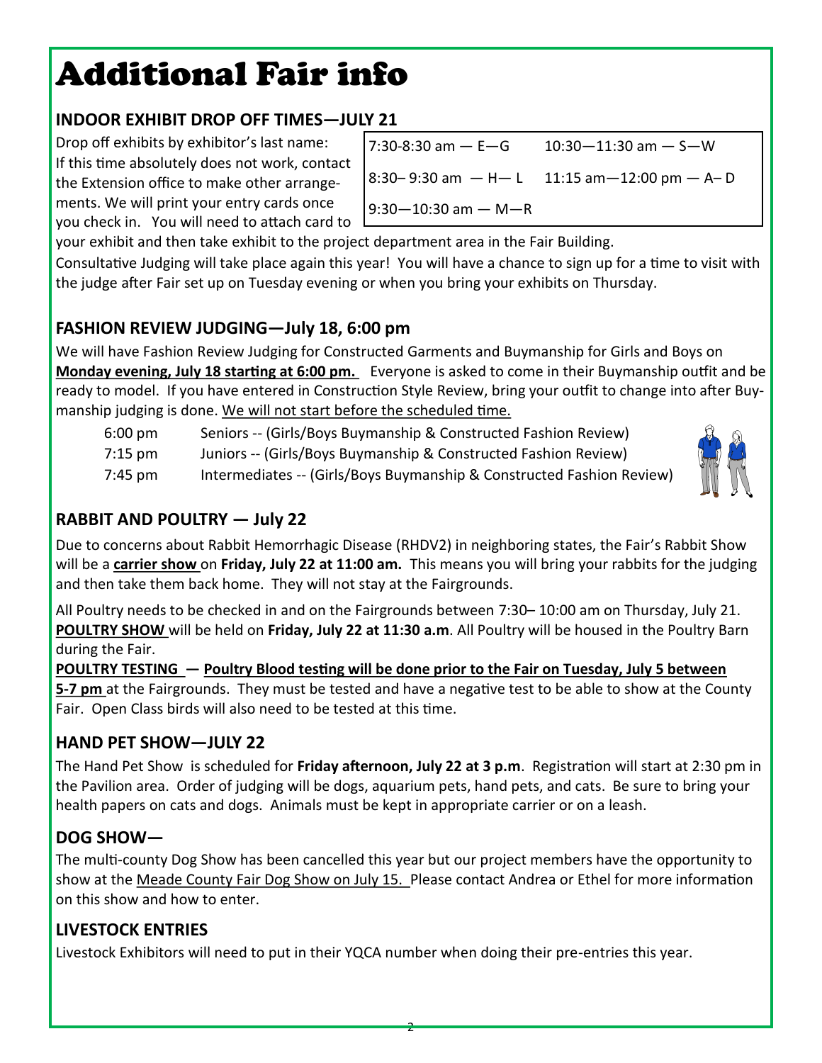# Additional Fair info

## INDOOR EXHIBIT DROP OFF TIMES—JULY 21

Drop off exhibits by exhibitor's last name: If this time absolutely does not work, contact the Extension office to make other arrangements. We will print your entry cards once you check in. You will need to attach card to your exhibit and then take exhibit to the project department area in the Fair Building.

| | |
|---|---|
| 7:30-8:30 am — E—G | 10:30—11:30 am — S—W |
| 8:30– 9:30 am — H— L | 11:15 am—12:00 pm — A– D |
| 9:30—10:30 am — M—R | |

Consultative Judging will take place again this year! You will have a chance to sign up for a time to visit with the judge after Fair set up on Tuesday evening or when you bring your exhibits on Thursday.

## FASHION REVIEW JUDGING—July 18, 6:00 pm

We will have Fashion Review Judging for Constructed Garments and Buymanship for Girls and Boys on **Monday evening, July 18 starting at 6:00 pm.** Everyone is asked to come in their Buymanship outfit and be ready to model. If you have entered in Construction Style Review, bring your outfit to change into after Buymanship judging is done. We will not start before the scheduled time.

| | |
|---|---|
| 6:00 pm | Seniors -- (Girls/Boys Buymanship & Constructed Fashion Review) |
| 7:15 pm | Juniors -- (Girls/Boys Buymanship & Constructed Fashion Review) |
| 7:45 pm | Intermediates -- (Girls/Boys Buymanship & Constructed Fashion Review) |

## RABBIT AND POULTRY — July 22

Due to concerns about Rabbit Hemorrhagic Disease (RHDV2) in neighboring states, the Fair's Rabbit Show will be a **carrier show** on **Friday, July 22 at 11:00 am.** This means you will bring your rabbits for the judging and then take them back home. They will not stay at the Fairgrounds.

All Poultry needs to be checked in and on the Fairgrounds between 7:30– 10:00 am on Thursday, July 21. **POULTRY SHOW** will be held on **Friday, July 22 at 11:30 a.m**. All Poultry will be housed in the Poultry Barn during the Fair.

**POULTRY TESTING — Poultry Blood testing will be done prior to the Fair on Tuesday, July 5 between 5-7 pm** at the Fairgrounds. They must be tested and have a negative test to be able to show at the County Fair. Open Class birds will also need to be tested at this time.

## HAND PET SHOW—JULY 22

The Hand Pet Show is scheduled for **Friday afternoon, July 22 at 3 p.m**. Registration will start at 2:30 pm in the Pavilion area. Order of judging will be dogs, aquarium pets, hand pets, and cats. Be sure to bring your health papers on cats and dogs. Animals must be kept in appropriate carrier or on a leash.

## DOG SHOW—

The multi-county Dog Show has been cancelled this year but our project members have the opportunity to show at the Meade County Fair Dog Show on July 15. Please contact Andrea or Ethel for more information on this show and how to enter.

## LIVESTOCK ENTRIES

Livestock Exhibitors will need to put in their YQCA number when doing their pre-entries this year.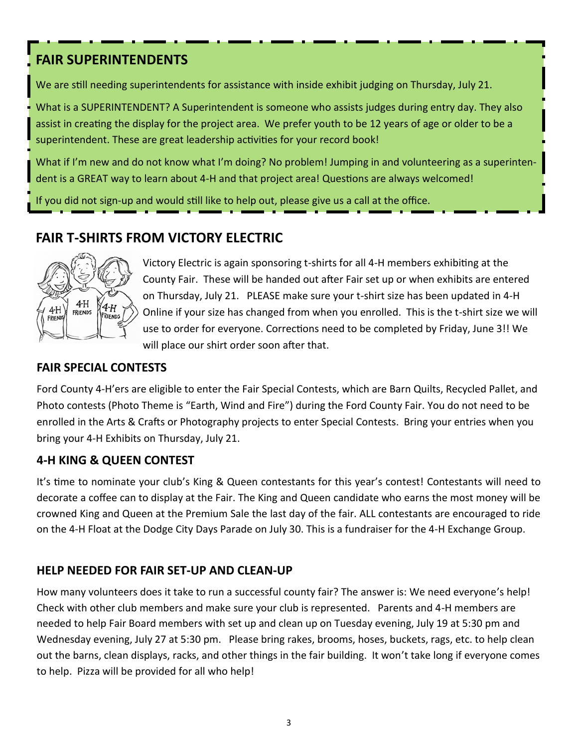## FAIR SUPERINTENDENTS

We are still needing superintendents for assistance with inside exhibit judging on Thursday, July 21.

What is a SUPERINTENDENT? A Superintendent is someone who assists judges during entry day. They also assist in creating the display for the project area. We prefer youth to be 12 years of age or older to be a superintendent. These are great leadership activities for your record book!

What if I'm new and do not know what I'm doing? No problem! Jumping in and volunteering as a superintendent is a GREAT way to learn about 4-H and that project area! Questions are always welcomed!

If you did not sign-up and would still like to help out, please give us a call at the office.

## FAIR T-SHIRTS FROM VICTORY ELECTRIC

Victory Electric is again sponsoring t-shirts for all 4-H members exhibiting at the County Fair. These will be handed out after Fair set up or when exhibits are entered on Thursday, July 21. PLEASE make sure your t-shirt size has been updated in 4-H Online if your size has changed from when you enrolled. This is the t-shirt size we will use to order for everyone. Corrections need to be completed by Friday, June 3!! We will place our shirt order soon after that.

## FAIR SPECIAL CONTESTS

Ford County 4-H'ers are eligible to enter the Fair Special Contests, which are Barn Quilts, Recycled Pallet, and Photo contests (Photo Theme is "Earth, Wind and Fire") during the Ford County Fair. You do not need to be enrolled in the Arts & Crafts or Photography projects to enter Special Contests. Bring your entries when you bring your 4-H Exhibits on Thursday, July 21.

## 4-H KING & QUEEN CONTEST

It's time to nominate your club's King & Queen contestants for this year's contest! Contestants will need to decorate a coffee can to display at the Fair. The King and Queen candidate who earns the most money will be crowned King and Queen at the Premium Sale the last day of the fair. ALL contestants are encouraged to ride on the 4-H Float at the Dodge City Days Parade on July 30. This is a fundraiser for the 4-H Exchange Group.

## HELP NEEDED FOR FAIR SET-UP AND CLEAN-UP

How many volunteers does it take to run a successful county fair? The answer is: We need everyone's help! Check with other club members and make sure your club is represented. Parents and 4-H members are needed to help Fair Board members with set up and clean up on Tuesday evening, July 19 at 5:30 pm and Wednesday evening, July 27 at 5:30 pm. Please bring rakes, brooms, hoses, buckets, rags, etc. to help clean out the barns, clean displays, racks, and other things in the fair building. It won't take long if everyone comes to help. Pizza will be provided for all who help!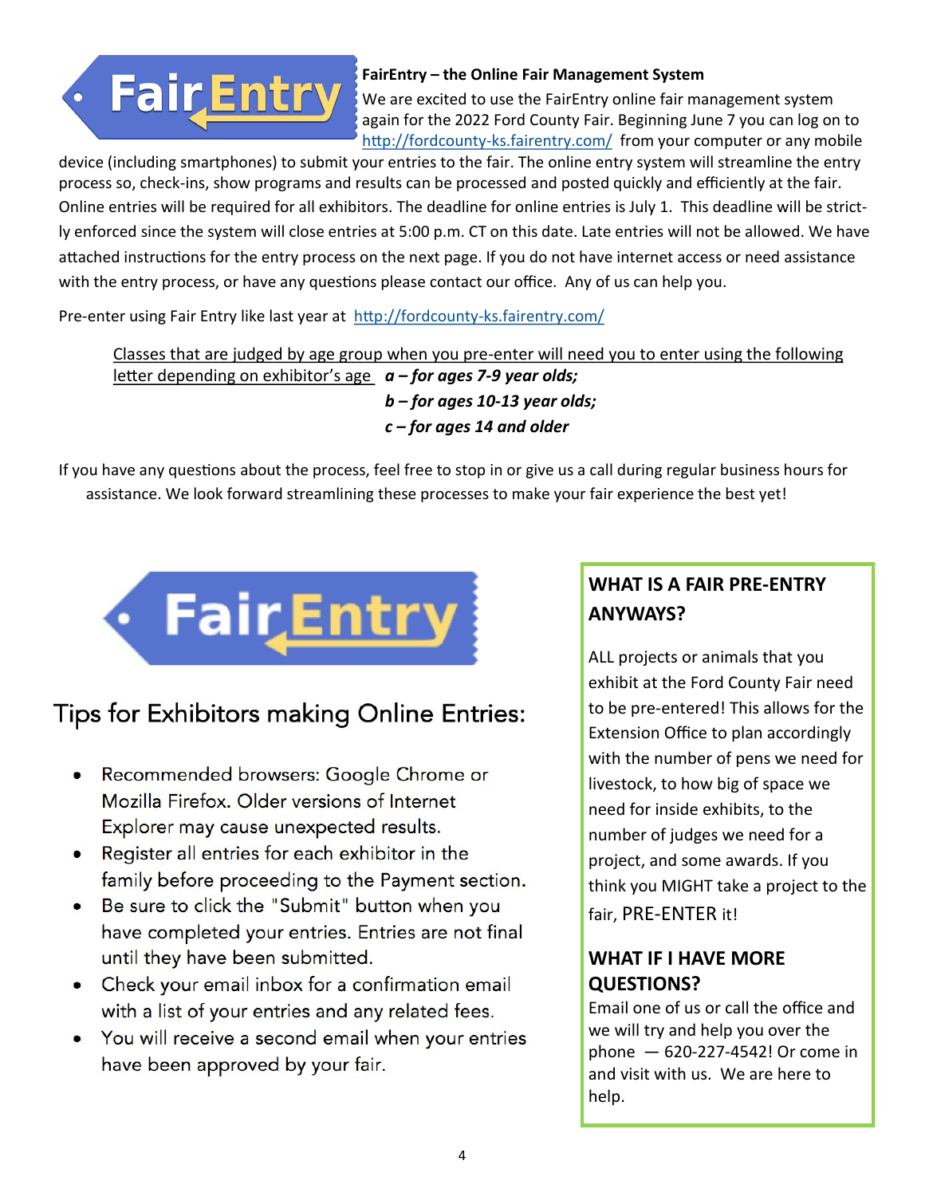**FairEntry – the Online Fair Management System**

We are excited to use the FairEntry online fair management system again for the 2022 Ford County Fair. Beginning June 7 you can log on to http://fordcounty-ks.fairentry.com/ from your computer or any mobile device (including smartphones) to submit your entries to the fair. The online entry system will streamline the entry process so, check-ins, show programs and results can be processed and posted quickly and efficiently at the fair. Online entries will be required for all exhibitors. The deadline for online entries is July 1. This deadline will be strictly enforced since the system will close entries at 5:00 p.m. CT on this date. Late entries will not be allowed. We have attached instructions for the entry process on the next page. If you do not have internet access or need assistance with the entry process, or have any questions please contact our office. Any of us can help you.

Pre-enter using Fair Entry like last year at http://fordcounty-ks.fairentry.com/

Classes that are judged by age group when you pre-enter will need you to enter using the following letter depending on exhibitor's age ***a – for ages 7-9 year olds;***
***b – for ages 10-13 year olds;***
***c – for ages 14 and older***

If you have any questions about the process, feel free to stop in or give us a call during regular business hours for assistance. We look forward streamlining these processes to make your fair experience the best yet!

## Tips for Exhibitors making Online Entries:

- Recommended browsers: Google Chrome or Mozilla Firefox. Older versions of Internet Explorer may cause unexpected results.
- Register all entries for each exhibitor in the family before proceeding to the Payment section.
- Be sure to click the "Submit" button when you have completed your entries. Entries are not final until they have been submitted.
- Check your email inbox for a confirmation email with a list of your entries and any related fees.
- You will receive a second email when your entries have been approved by your fair.

### WHAT IS A FAIR PRE-ENTRY ANYWAYS?

ALL projects or animals that you exhibit at the Ford County Fair need to be pre-entered! This allows for the Extension Office to plan accordingly with the number of pens we need for livestock, to how big of space we need for inside exhibits, to the number of judges we need for a project, and some awards. If you think you MIGHT take a project to the fair, PRE-ENTER it!

### WHAT IF I HAVE MORE QUESTIONS?

Email one of us or call the office and we will try and help you over the phone — 620-227-4542! Or come in and visit with us. We are here to help.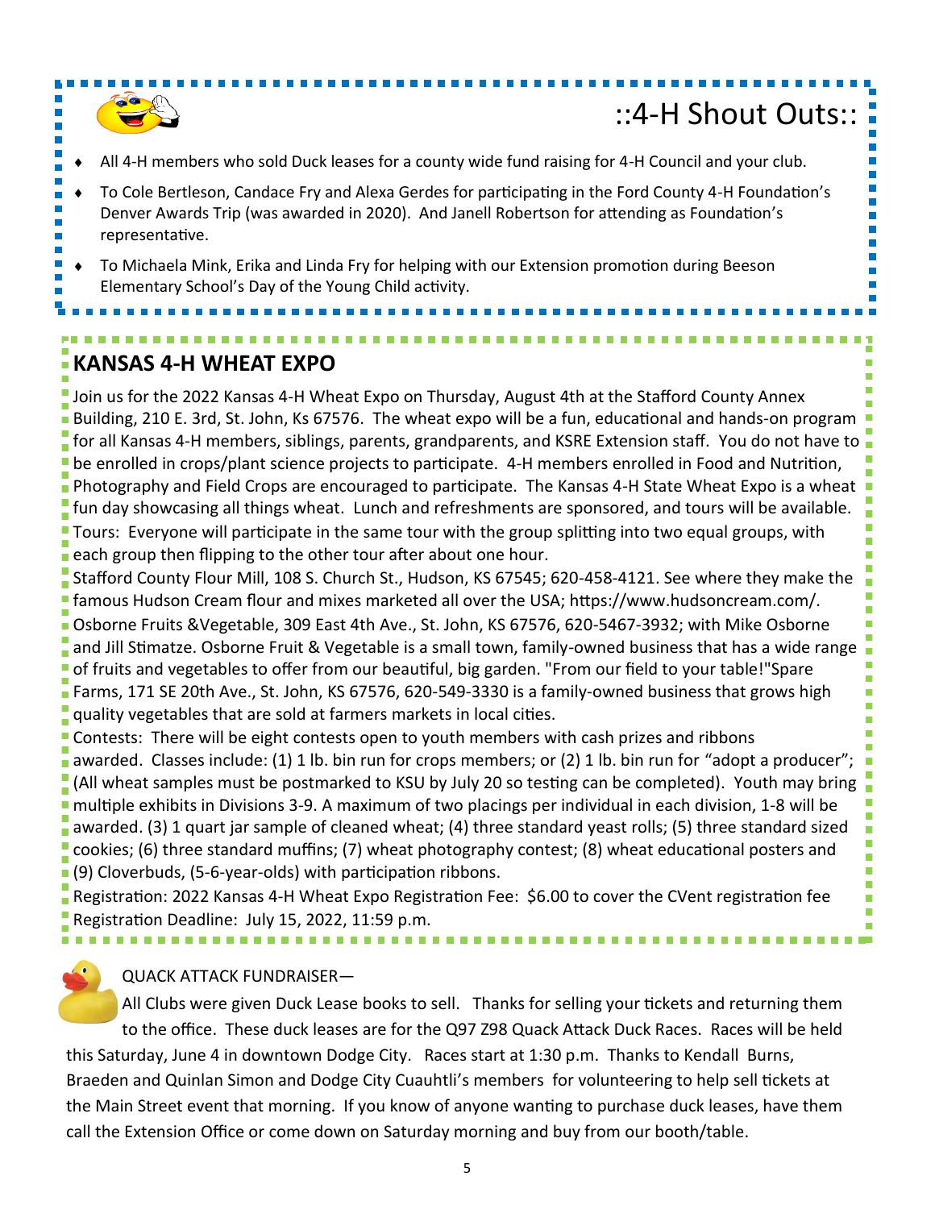## ::4-H Shout Outs::

- All 4-H members who sold Duck leases for a county wide fund raising for 4-H Council and your club.
- To Cole Bertleson, Candace Fry and Alexa Gerdes for participating in the Ford County 4-H Foundation's Denver Awards Trip (was awarded in 2020). And Janell Robertson for attending as Foundation's representative.
- To Michaela Mink, Erika and Linda Fry for helping with our Extension promotion during Beeson Elementary School's Day of the Young Child activity.

## KANSAS 4-H WHEAT EXPO

Join us for the 2022 Kansas 4-H Wheat Expo on Thursday, August 4th at the Stafford County Annex Building, 210 E. 3rd, St. John, Ks 67576. The wheat expo will be a fun, educational and hands-on program for all Kansas 4-H members, siblings, parents, grandparents, and KSRE Extension staff. You do not have to be enrolled in crops/plant science projects to participate. 4-H members enrolled in Food and Nutrition, Photography and Field Crops are encouraged to participate. The Kansas 4-H State Wheat Expo is a wheat fun day showcasing all things wheat. Lunch and refreshments are sponsored, and tours will be available.

Tours: Everyone will participate in the same tour with the group splitting into two equal groups, with each group then flipping to the other tour after about one hour.

Stafford County Flour Mill, 108 S. Church St., Hudson, KS 67545; 620-458-4121. See where they make the famous Hudson Cream flour and mixes marketed all over the USA; https://www.hudsoncream.com/.

Osborne Fruits &Vegetable, 309 East 4th Ave., St. John, KS 67576, 620-5467-3932; with Mike Osborne and Jill Stimatze. Osborne Fruit & Vegetable is a small town, family-owned business that has a wide range of fruits and vegetables to offer from our beautiful, big garden. "From our field to your table!"Spare Farms, 171 SE 20th Ave., St. John, KS 67576, 620-549-3330 is a family-owned business that grows high quality vegetables that are sold at farmers markets in local cities.

Contests: There will be eight contests open to youth members with cash prizes and ribbons awarded. Classes include: (1) 1 lb. bin run for crops members; or (2) 1 lb. bin run for "adopt a producer"; (All wheat samples must be postmarked to KSU by July 20 so testing can be completed). Youth may bring multiple exhibits in Divisions 3-9. A maximum of two placings per individual in each division, 1-8 will be awarded. (3) 1 quart jar sample of cleaned wheat; (4) three standard yeast rolls; (5) three standard sized cookies; (6) three standard muffins; (7) wheat photography contest; (8) wheat educational posters and (9) Cloverbuds, (5-6-year-olds) with participation ribbons.

Registration: 2022 Kansas 4-H Wheat Expo Registration Fee: $6.00 to cover the CVent registration fee

Registration Deadline: July 15, 2022, 11:59 p.m.

QUACK ATTACK FUNDRAISER—

All Clubs were given Duck Lease books to sell. Thanks for selling your tickets and returning them to the office. These duck leases are for the Q97 Z98 Quack Attack Duck Races. Races will be held this Saturday, June 4 in downtown Dodge City. Races start at 1:30 p.m. Thanks to Kendall Burns, Braeden and Quinlan Simon and Dodge City Cuauhtli's members for volunteering to help sell tickets at the Main Street event that morning. If you know of anyone wanting to purchase duck leases, have them call the Extension Office or come down on Saturday morning and buy from our booth/table.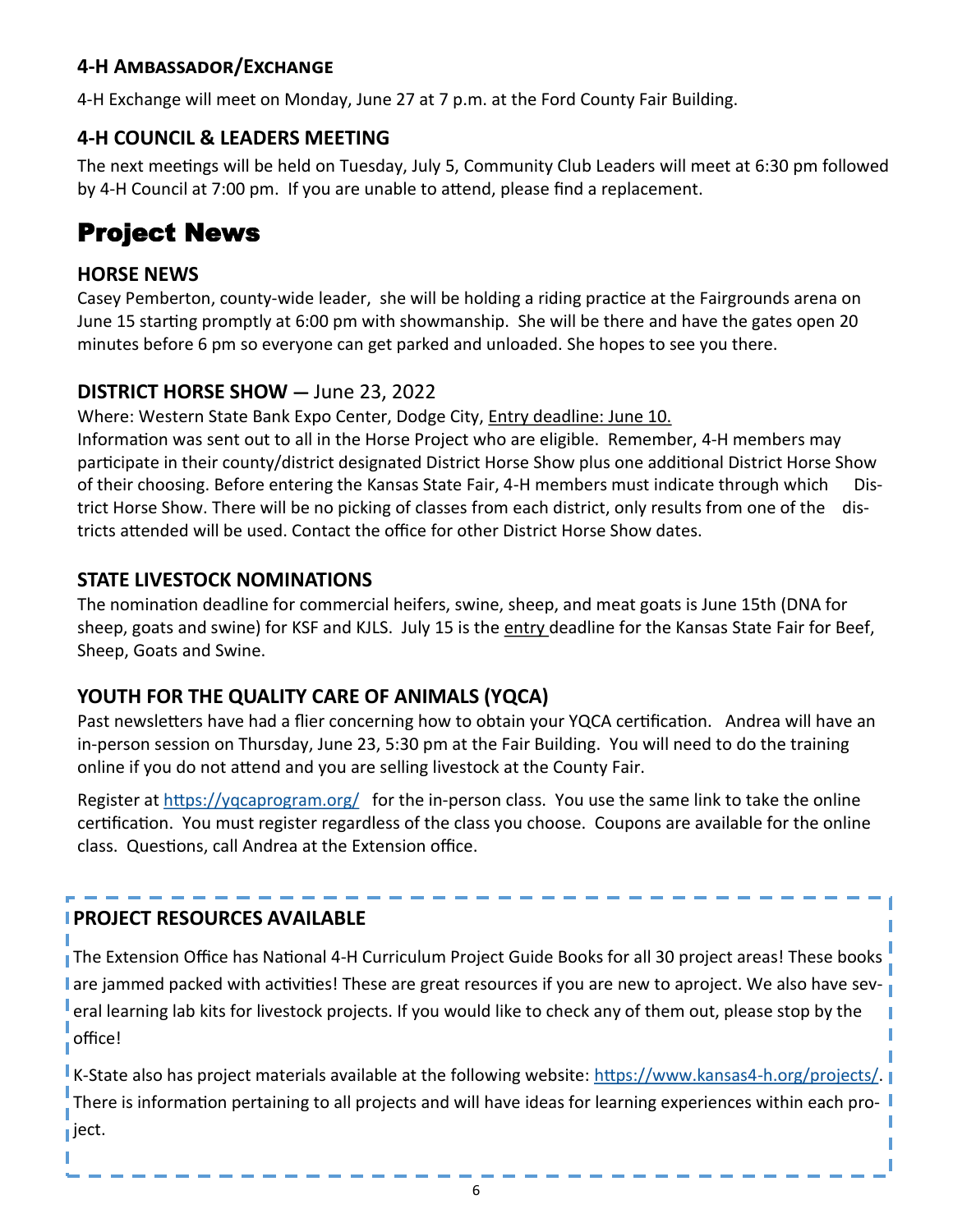### 4-H Ambassador/Exchange

4-H Exchange will meet on Monday, June 27 at 7 p.m. at the Ford County Fair Building.

### 4-H COUNCIL & LEADERS MEETING

The next meetings will be held on Tuesday, July 5, Community Club Leaders will meet at 6:30 pm followed by 4-H Council at 7:00 pm. If you are unable to attend, please find a replacement.

# Project News

### HORSE NEWS

Casey Pemberton, county-wide leader, she will be holding a riding practice at the Fairgrounds arena on June 15 starting promptly at 6:00 pm with showmanship. She will be there and have the gates open 20 minutes before 6 pm so everyone can get parked and unloaded. She hopes to see you there.

### DISTRICT HORSE SHOW — June 23, 2022

Where: Western State Bank Expo Center, Dodge City, Entry deadline: June 10.

Information was sent out to all in the Horse Project who are eligible. Remember, 4-H members may participate in their county/district designated District Horse Show plus one additional District Horse Show of their choosing. Before entering the Kansas State Fair, 4-H members must indicate through which District Horse Show. There will be no picking of classes from each district, only results from one of the districts attended will be used. Contact the office for other District Horse Show dates.

### STATE LIVESTOCK NOMINATIONS

The nomination deadline for commercial heifers, swine, sheep, and meat goats is June 15th (DNA for sheep, goats and swine) for KSF and KJLS. July 15 is the entry deadline for the Kansas State Fair for Beef, Sheep, Goats and Swine.

### YOUTH FOR THE QUALITY CARE OF ANIMALS (YQCA)

Past newsletters have had a flier concerning how to obtain your YQCA certification. Andrea will have an in-person session on Thursday, June 23, 5:30 pm at the Fair Building. You will need to do the training online if you do not attend and you are selling livestock at the County Fair.

Register at https://yqcaprogram.org/ for the in-person class. You use the same link to take the online certification. You must register regardless of the class you choose. Coupons are available for the online class. Questions, call Andrea at the Extension office.

### PROJECT RESOURCES AVAILABLE

The Extension Office has National 4-H Curriculum Project Guide Books for all 30 project areas! These books are jammed packed with activities! These are great resources if you are new to aproject. We also have several learning lab kits for livestock projects. If you would like to check any of them out, please stop by the office!

K-State also has project materials available at the following website: https://www.kansas4-h.org/projects/. There is information pertaining to all projects and will have ideas for learning experiences within each project.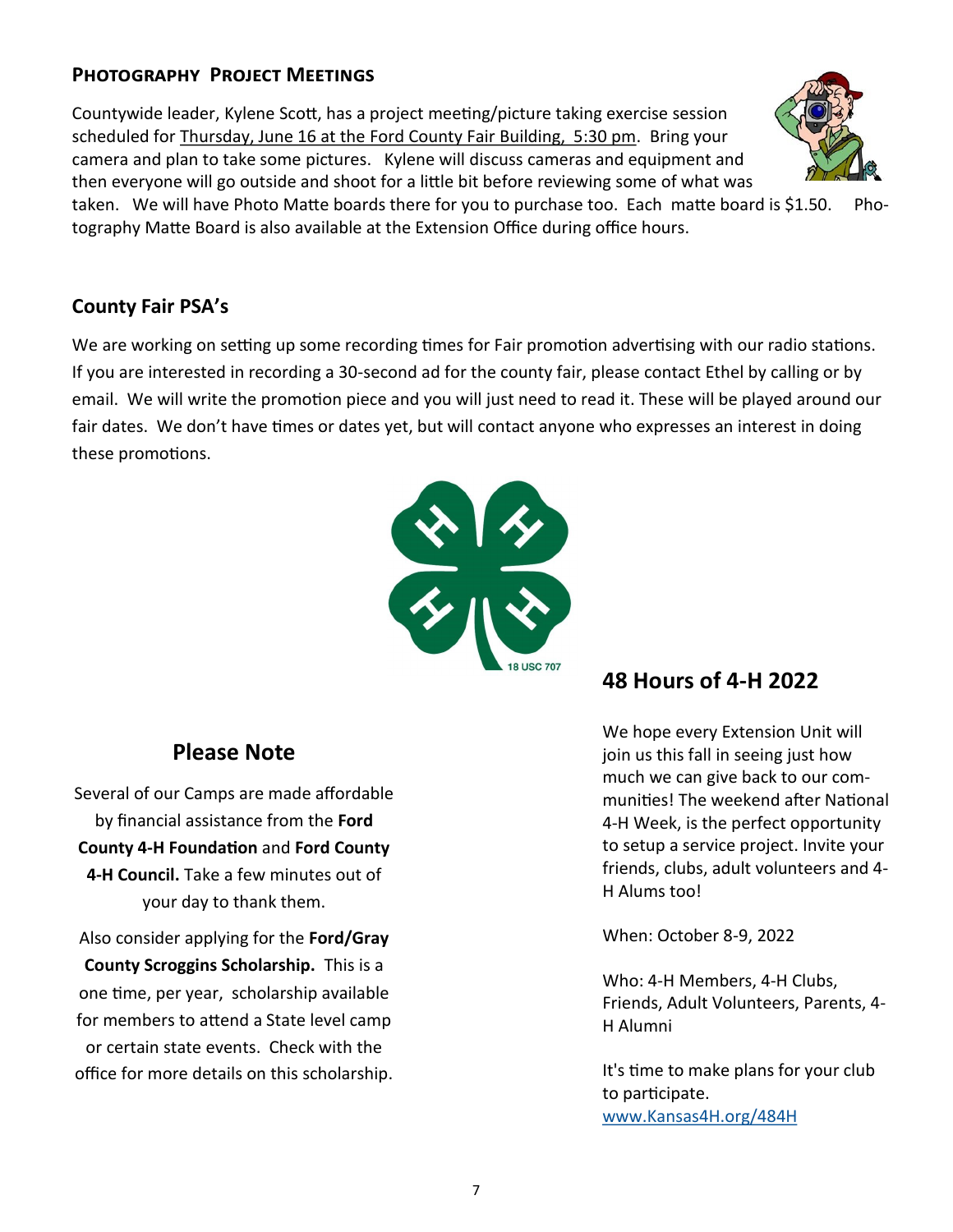## Photography Project Meetings

Countywide leader, Kylene Scott, has a project meeting/picture taking exercise session scheduled for Thursday, June 16 at the Ford County Fair Building, 5:30 pm. Bring your camera and plan to take some pictures. Kylene will discuss cameras and equipment and then everyone will go outside and shoot for a little bit before reviewing some of what was taken. We will have Photo Matte boards there for you to purchase too. Each matte board is $1.50. Photography Matte Board is also available at the Extension Office during office hours.

## County Fair PSA's

We are working on setting up some recording times for Fair promotion advertising with our radio stations. If you are interested in recording a 30-second ad for the county fair, please contact Ethel by calling or by email. We will write the promotion piece and you will just need to read it. These will be played around our fair dates. We don't have times or dates yet, but will contact anyone who expresses an interest in doing these promotions.

18 USC 707

## Please Note

Several of our Camps are made affordable by financial assistance from the **Ford County 4-H Foundation** and **Ford County 4-H Council.** Take a few minutes out of your day to thank them.

Also consider applying for the **Ford/Gray County Scroggins Scholarship.** This is a one time, per year, scholarship available for members to attend a State level camp or certain state events. Check with the office for more details on this scholarship.

## 48 Hours of 4-H 2022

We hope every Extension Unit will join us this fall in seeing just how much we can give back to our communities! The weekend after National 4-H Week, is the perfect opportunity to setup a service project. Invite your friends, clubs, adult volunteers and 4-H Alums too!

When: October 8-9, 2022

Who: 4-H Members, 4-H Clubs, Friends, Adult Volunteers, Parents, 4-H Alumni

It's time to make plans for your club to participate.
www.Kansas4H.org/484H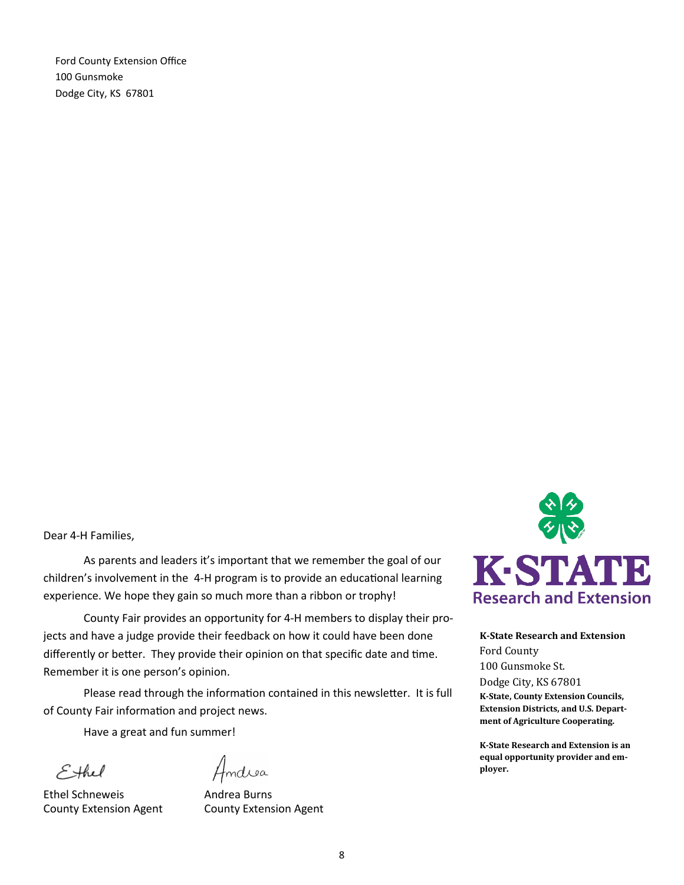Ford County Extension Office
100 Gunsmoke
Dodge City, KS 67801

Dear 4-H Families,

As parents and leaders it's important that we remember the goal of our children's involvement in the 4-H program is to provide an educational learning experience. We hope they gain so much more than a ribbon or trophy!

County Fair provides an opportunity for 4-H members to display their projects and have a judge provide their feedback on how it could have been done differently or better. They provide their opinion on that specific date and time. Remember it is one person's opinion.

Please read through the information contained in this newsletter. It is full of County Fair information and project news.

Have a great and fun summer!

Ethel Schneweis
County Extension Agent

Andrea Burns
County Extension Agent

K·STATE
Research and Extension

**K-State Research and Extension**
Ford County
100 Gunsmoke St.
Dodge City, KS 67801
**K-State, County Extension Councils, Extension Districts, and U.S. Department of Agriculture Cooperating.**

**K-State Research and Extension is an equal opportunity provider and employer.**